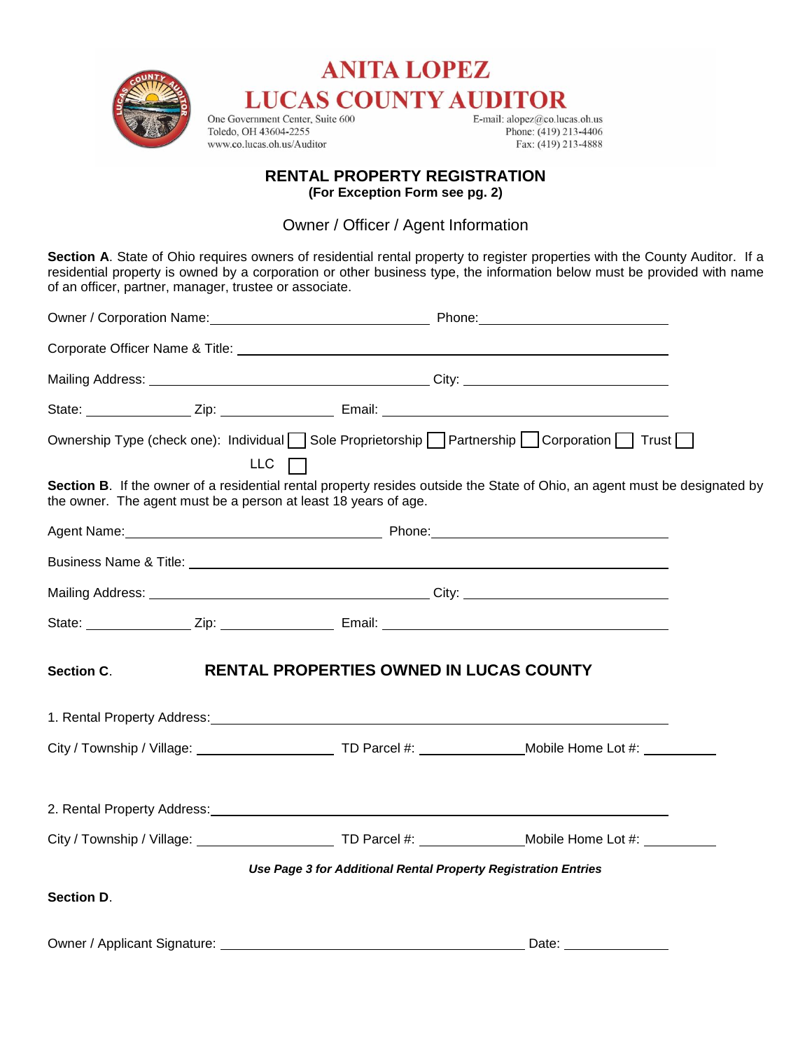# ANITA LOPEZ
# LUCAS COUNTY AUDITOR

One Government Center, Suite 600
Toledo, OH 43604-2255
www.co.lucas.oh.us/Auditor

E-mail: alopez@co.lucas.oh.us
Phone: (419) 213-4406
Fax: (419) 213-4888

## RENTAL PROPERTY REGISTRATION
**(For Exception Form see pg. 2)**

### Owner / Officer / Agent Information

**Section A**. State of Ohio requires owners of residential rental property to register properties with the County Auditor. If a residential property is owned by a corporation or other business type, the information below must be provided with name of an officer, partner, manager, trustee or associate.

Owner / Corporation Name: ______________________________ Phone: __________________________

Corporate Officer Name & Title: ____________________________________________________

Mailing Address: ______________________________________ City: ___________________________

State: _______________ Zip: ________________ Email: ________________________________________

Ownership Type (check one): Individual ☐ Sole Proprietorship ☐ Partnership ☐ Corporation ☐ Trust ☐ LLC ☐

**Section B**. If the owner of a residential rental property resides outside the State of Ohio, an agent must be designated by the owner. The agent must be a person at least 18 years of age.

Agent Name: ___________________________________ Phone: ___________________________________

Business Name & Title: ____________________________________________________________

Mailing Address: ______________________________________ City: ___________________________

State: _______________ Zip: ________________ Email: ________________________________________

**Section C**. **RENTAL PROPERTIES OWNED IN LUCAS COUNTY**

1. Rental Property Address: ____________________________________________________________

City / Township / Village: ____________________ TD Parcel #: _______________ Mobile Home Lot #: __________

2. Rental Property Address: ____________________________________________________________

City / Township / Village: ____________________ TD Parcel #: _______________ Mobile Home Lot #: __________

***Use Page 3 for Additional Rental Property Registration Entries***

**Section D**.

Owner / Applicant Signature: ____________________________________________ Date: _______________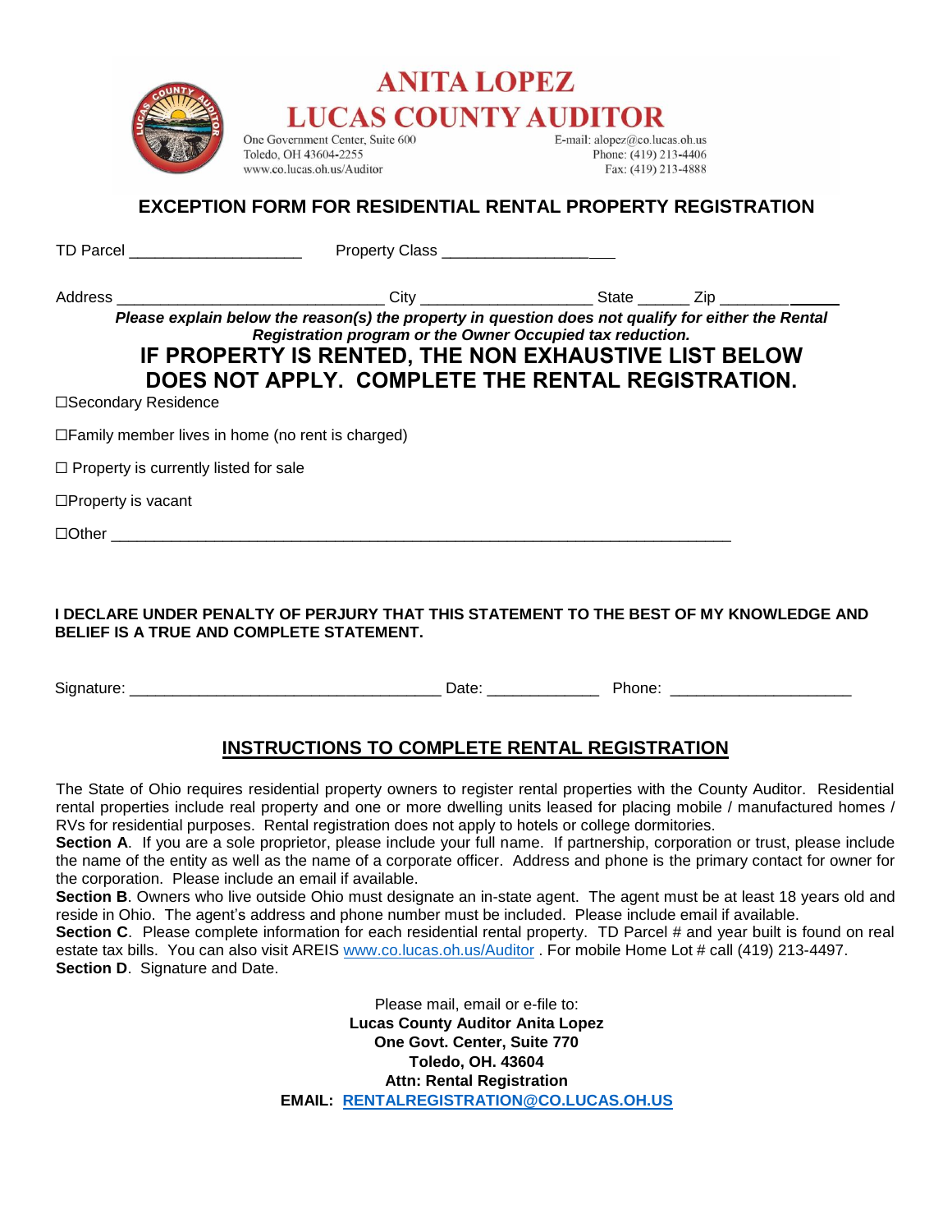# ANITA LOPEZ
# LUCAS COUNTY AUDITOR

One Government Center, Suite 600
Toledo, OH 43604-2255
www.co.lucas.oh.us/Auditor

E-mail: alopez@co.lucas.oh.us
Phone: (419) 213-4406
Fax: (419) 213-4888

## EXCEPTION FORM FOR RESIDENTIAL RENTAL PROPERTY REGISTRATION

TD Parcel ____________________ Property Class ____________________

Address ______________________________ City ___________________ State ______ Zip ______________

***Please explain below the reason(s) the property in question does not qualify for either the Rental Registration program or the Owner Occupied tax reduction.***

## IF PROPERTY IS RENTED, THE NON EXHAUSTIVE LIST BELOW DOES NOT APPLY. COMPLETE THE RENTAL REGISTRATION.

☐Secondary Residence

☐Family member lives in home (no rent is charged)

☐ Property is currently listed for sale

☐Property is vacant

☐Other ___________________________________________________________________________

**I DECLARE UNDER PENALTY OF PERJURY THAT THIS STATEMENT TO THE BEST OF MY KNOWLEDGE AND BELIEF IS A TRUE AND COMPLETE STATEMENT.**

Signature: ___________________________________ Date: _____________ Phone: _____________________

## INSTRUCTIONS TO COMPLETE RENTAL REGISTRATION

The State of Ohio requires residential property owners to register rental properties with the County Auditor. Residential rental properties include real property and one or more dwelling units leased for placing mobile / manufactured homes / RVs for residential purposes. Rental registration does not apply to hotels or college dormitories.

**Section A**. If you are a sole proprietor, please include your full name. If partnership, corporation or trust, please include the name of the entity as well as the name of a corporate officer. Address and phone is the primary contact for owner for the corporation. Please include an email if available.

**Section B**. Owners who live outside Ohio must designate an in-state agent. The agent must be at least 18 years old and reside in Ohio. The agent's address and phone number must be included. Please include email if available.

**Section C**. Please complete information for each residential rental property. TD Parcel # and year built is found on real estate tax bills. You can also visit AREIS www.co.lucas.oh.us/Auditor . For mobile Home Lot # call (419) 213-4497.

**Section D**. Signature and Date.

Please mail, email or e-file to:
**Lucas County Auditor Anita Lopez**
**One Govt. Center, Suite 770**
**Toledo, OH. 43604**
**Attn: Rental Registration**
**EMAIL: RENTALREGISTRATION@CO.LUCAS.OH.US**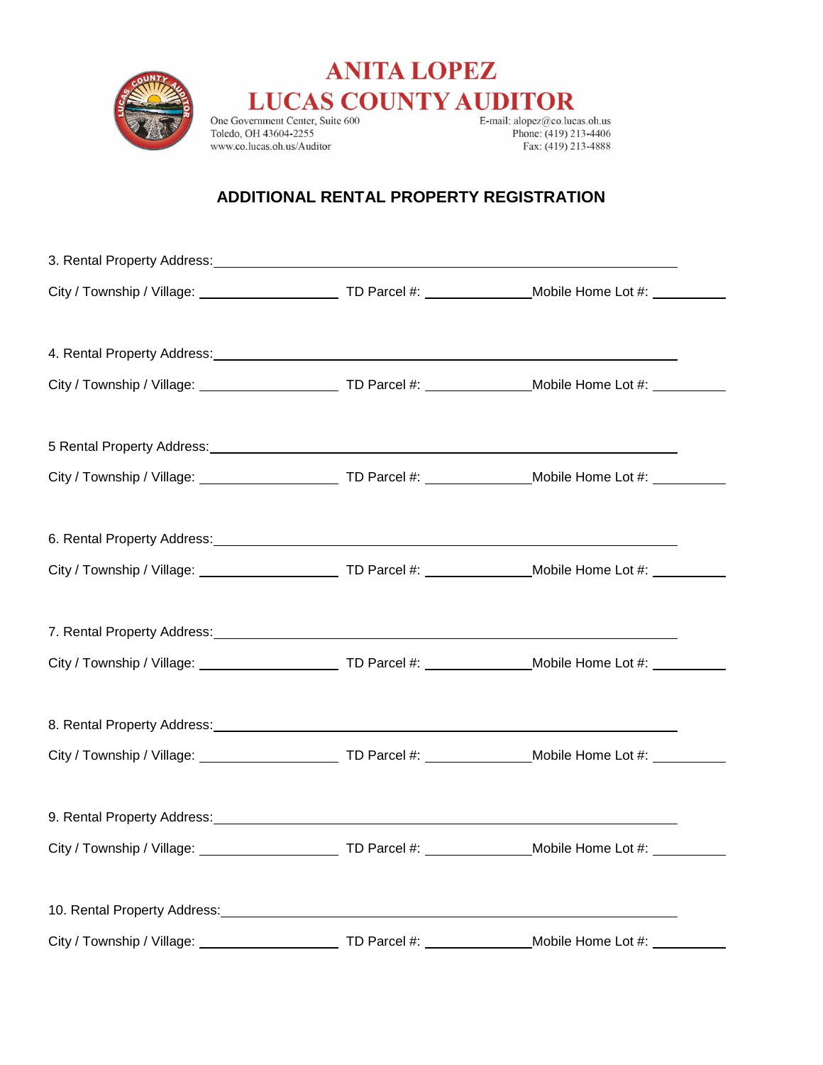# ANITA LOPEZ
# LUCAS COUNTY AUDITOR

One Government Center, Suite 600
Toledo, OH 43604-2255
www.co.lucas.oh.us/Auditor

E-mail: alopez@co.lucas.oh.us
Phone: (419) 213-4406
Fax: (419) 213-4888

## ADDITIONAL RENTAL PROPERTY REGISTRATION

3. Rental Property Address: ______________________________________________

City / Township / Village: ______________ TD Parcel #: ____________ Mobile Home Lot #: ________

4. Rental Property Address: ______________________________________________

City / Township / Village: ______________ TD Parcel #: ____________ Mobile Home Lot #: ________

5 Rental Property Address: ______________________________________________

City / Township / Village: ______________ TD Parcel #: ____________ Mobile Home Lot #: ________

6. Rental Property Address: ______________________________________________

City / Township / Village: ______________ TD Parcel #: ____________ Mobile Home Lot #: ________

7. Rental Property Address: ______________________________________________

City / Township / Village: ______________ TD Parcel #: ____________ Mobile Home Lot #: ________

8. Rental Property Address: ______________________________________________

City / Township / Village: ______________ TD Parcel #: ____________ Mobile Home Lot #: ________

9. Rental Property Address: ______________________________________________

City / Township / Village: ______________ TD Parcel #: ____________ Mobile Home Lot #: ________

10. Rental Property Address: ______________________________________________

City / Township / Village: ______________ TD Parcel #: ____________ Mobile Home Lot #: ________